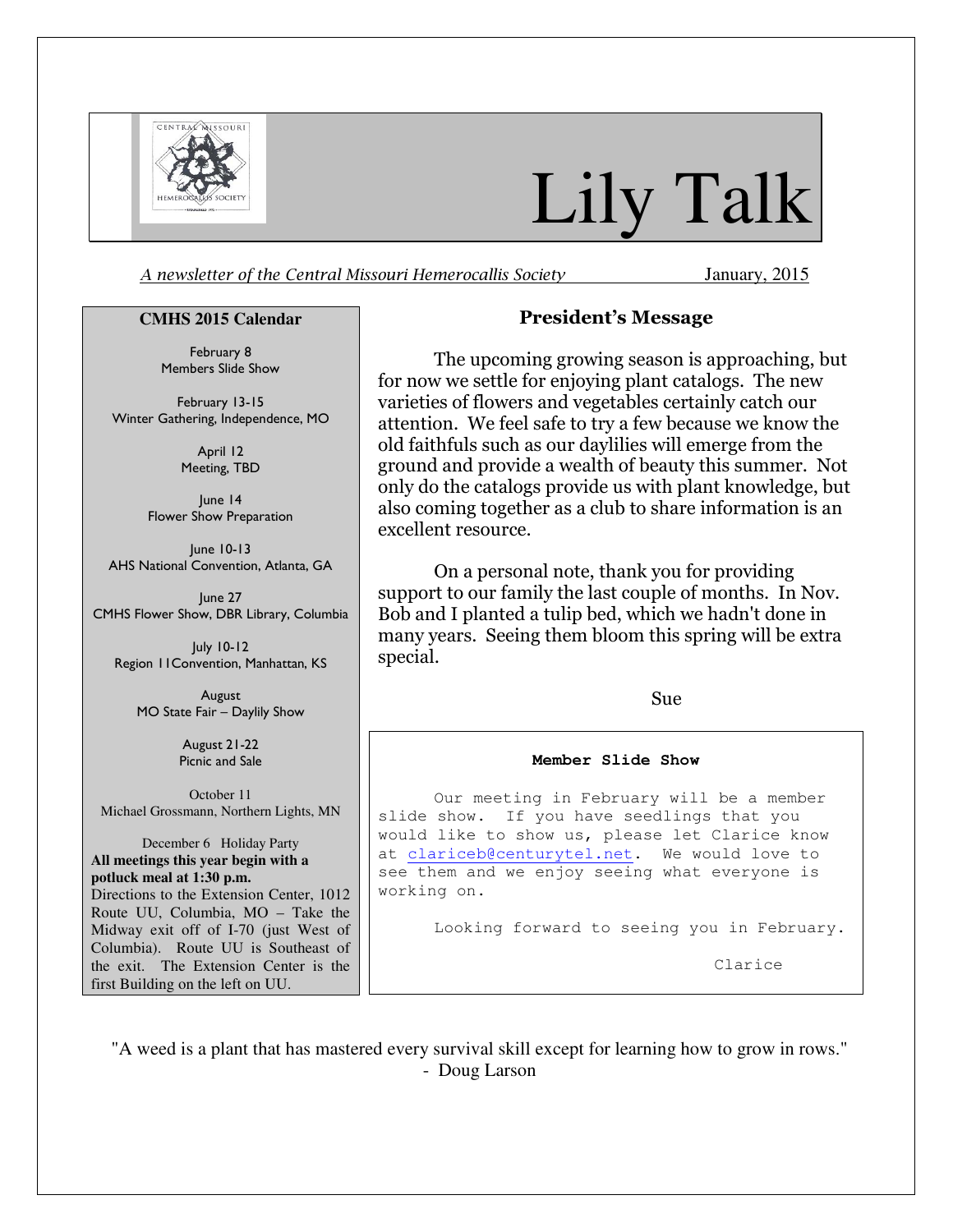# Lily Talk

*A newsletter of the Central Missouri Hemerocallis Society* January, 2015

## President's Message

The upcoming growing season is approaching, but for now we settle for enjoying plant catalogs. The new varieties of flowers and vegetables certainly catch our attention. We feel safe to try a few because we know the old faithfuls such as our daylilies will emerge from the ground and provide a wealth of beauty this summer. Not only do the catalogs provide us with plant knowledge, but also coming together as a club to share information is an excellent resource.

On a personal note, thank you for providing support to our family the last couple of months. In Nov. Bob and I planted a tulip bed, which we hadn't done in many years. Seeing them bloom this spring will be extra special.

Sue

### Member Slide Show

Our meeting in February will be a member slide show. If you have seedlings that you would like to show us, please let Clarice know at clariceb@centurytel.net. We would love to see them and we enjoy seeing what everyone is working on.

Looking forward to seeing you in February.

Clarice

### CMHS 2015 Calendar

February 8
Members Slide Show

February 13-15
Winter Gathering, Independence, MO

April 12
Meeting, TBD

June 14
Flower Show Preparation

June 10-13
AHS National Convention, Atlanta, GA

June 27
CMHS Flower Show, DBR Library, Columbia

July 10-12
Region 11Convention, Manhattan, KS

August
MO State Fair – Daylily Show

August 21-22
Picnic and Sale

October 11
Michael Grossmann, Northern Lights, MN

December 6 Holiday Party

**All meetings this year begin with a potluck meal at 1:30 p.m.**

Directions to the Extension Center, 1012 Route UU, Columbia, MO – Take the Midway exit off of I-70 (just West of Columbia). Route UU is Southeast of the exit. The Extension Center is the first Building on the left on UU.

"A weed is a plant that has mastered every survival skill except for learning how to grow in rows."
- Doug Larson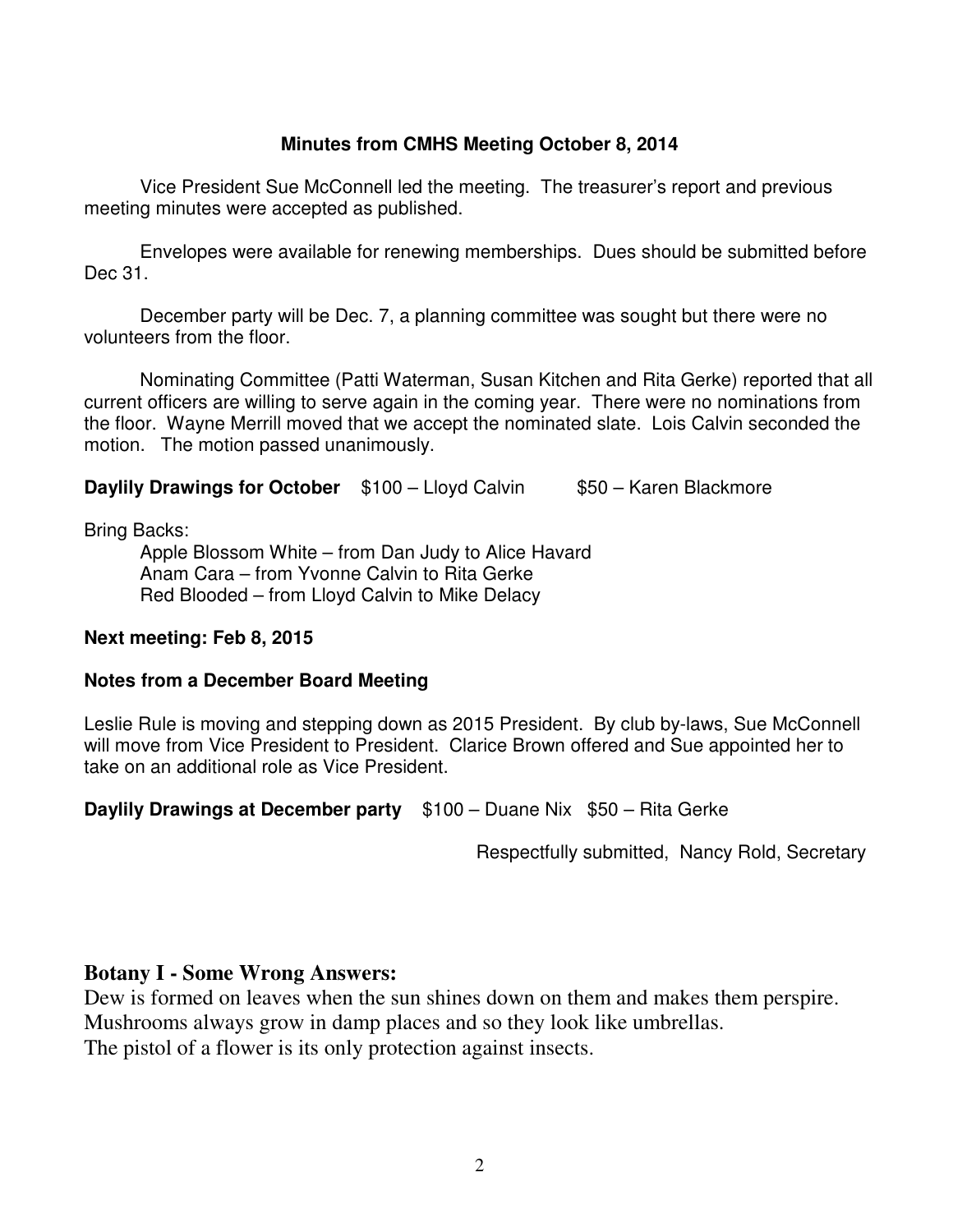### Minutes from CMHS Meeting October 8, 2014

Vice President Sue McConnell led the meeting. The treasurer's report and previous meeting minutes were accepted as published.

Envelopes were available for renewing memberships. Dues should be submitted before Dec 31.

December party will be Dec. 7, a planning committee was sought but there were no volunteers from the floor.

Nominating Committee (Patti Waterman, Susan Kitchen and Rita Gerke) reported that all current officers are willing to serve again in the coming year. There were no nominations from the floor. Wayne Merrill moved that we accept the nominated slate. Lois Calvin seconded the motion. The motion passed unanimously.

**Daylily Drawings for October** $100 – Lloyd Calvin $50 – Karen Blackmore

Bring Backs:

- Apple Blossom White – from Dan Judy to Alice Havard
- Anam Cara – from Yvonne Calvin to Rita Gerke
- Red Blooded – from Lloyd Calvin to Mike Delacy

**Next meeting: Feb 8, 2015**

**Notes from a December Board Meeting**

Leslie Rule is moving and stepping down as 2015 President. By club by-laws, Sue McConnell will move from Vice President to President. Clarice Brown offered and Sue appointed her to take on an additional role as Vice President.

**Daylily Drawings at December party** $100 – Duane Nix $50 – Rita Gerke

Respectfully submitted, Nancy Rold, Secretary

## Botany I - Some Wrong Answers:

Dew is formed on leaves when the sun shines down on them and makes them perspire.
Mushrooms always grow in damp places and so they look like umbrellas.
The pistol of a flower is its only protection against insects.